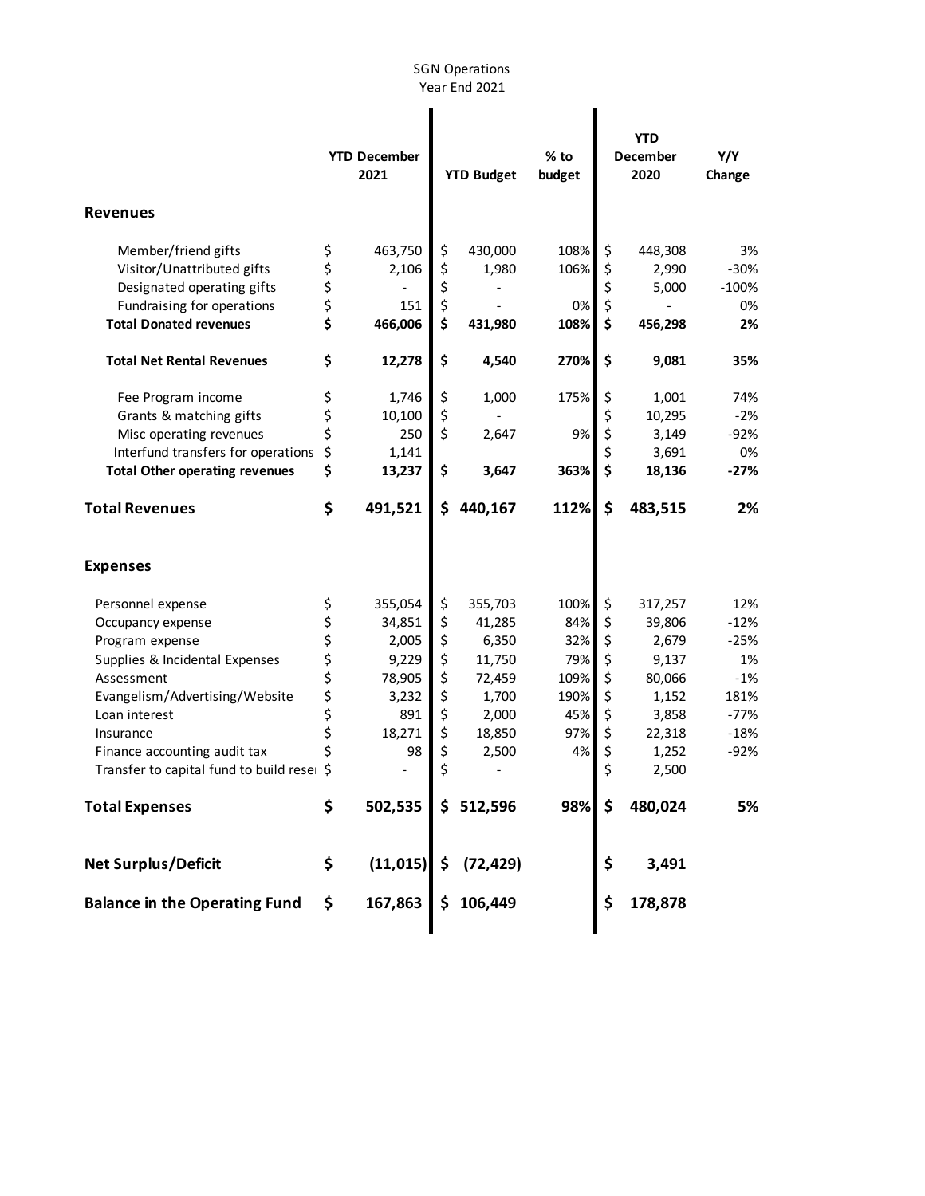SGN Operations
Year End 2021

| | YTD December 2021 | YTD Budget | % to budget | YTD December 2020 | Y/Y Change |
|---|---|---|---|---|---|
| **Revenues** | | | | | |
| Member/friend gifts | $ 463,750 | $ 430,000 | 108% | $ 448,308 | 3% |
| Visitor/Unattributed gifts | $ 2,106 | $ 1,980 | 106% | $ 2,990 | -30% |
| Designated operating gifts | $ - | $ - | | $ 5,000 | -100% |
| Fundraising for operations | $ 151 | $ - | 0% | $ - | 0% |
| **Total Donated revenues** | **$ 466,006** | **$ 431,980** | **108%** | **$ 456,298** | **2%** |
| **Total Net Rental Revenues** | **$ 12,278** | **$ 4,540** | **270%** | **$ 9,081** | **35%** |
| Fee Program income | $ 1,746 | $ 1,000 | 175% | $ 1,001 | 74% |
| Grants & matching gifts | $ 10,100 | $ - | | $ 10,295 | -2% |
| Misc operating revenues | $ 250 | $ 2,647 | 9% | $ 3,149 | -92% |
| Interfund transfers for operations | $ 1,141 | | | $ 3,691 | 0% |
| **Total Other operating revenues** | **$ 13,237** | **$ 3,647** | **363%** | **$ 18,136** | **-27%** |
| **Total Revenues** | **$ 491,521** | **$ 440,167** | **112%** | **$ 483,515** | **2%** |
| **Expenses** | | | | | |
| Personnel expense | $ 355,054 | $ 355,703 | 100% | $ 317,257 | 12% |
| Occupancy expense | $ 34,851 | $ 41,285 | 84% | $ 39,806 | -12% |
| Program expense | $ 2,005 | $ 6,350 | 32% | $ 2,679 | -25% |
| Supplies & Incidental Expenses | $ 9,229 | $ 11,750 | 79% | $ 9,137 | 1% |
| Assessment | $ 78,905 | $ 72,459 | 109% | $ 80,066 | -1% |
| Evangelism/Advertising/Website | $ 3,232 | $ 1,700 | 190% | $ 1,152 | 181% |
| Loan interest | $ 891 | $ 2,000 | 45% | $ 3,858 | -77% |
| Insurance | $ 18,271 | $ 18,850 | 97% | $ 22,318 | -18% |
| Finance accounting audit tax | $ 98 | $ 2,500 | 4% | $ 1,252 | -92% |
| Transfer to capital fund to build rese | $ - | $ - | | $ 2,500 | |
| **Total Expenses** | **$ 502,535** | **$ 512,596** | **98%** | **$ 480,024** | **5%** |
| **Net Surplus/Deficit** | **$ (11,015)** | **$ (72,429)** | | **$ 3,491** | |
| **Balance in the Operating Fund** | **$ 167,863** | **$ 106,449** | | **$ 178,878** | |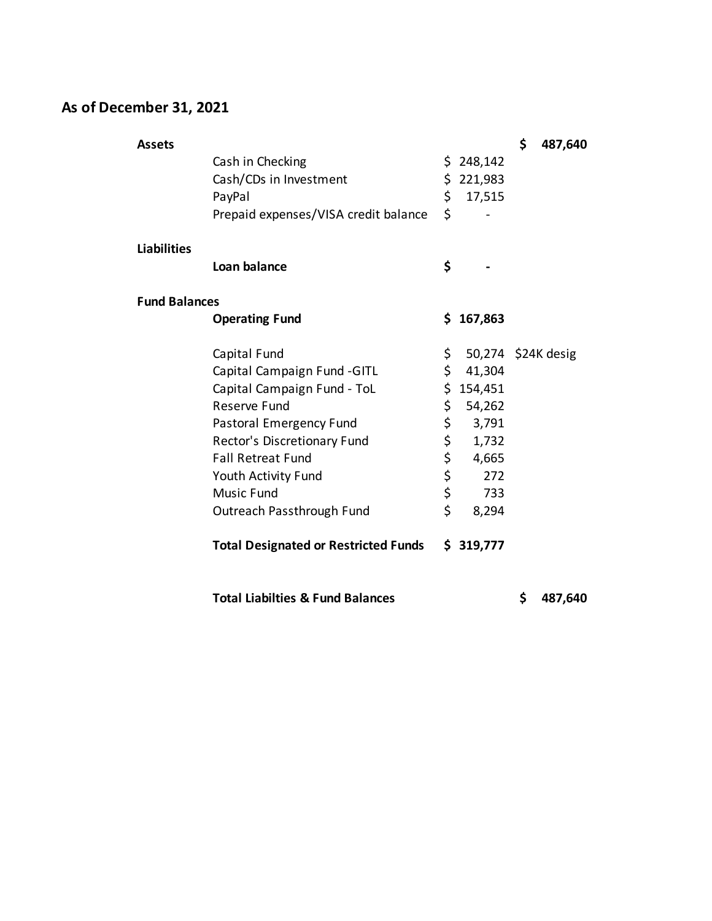## As of December 31, 2021

| | | | | |
|---|---|---|---|---|
| **Assets** | | | | **$ 487,640** |
| | Cash in Checking | $ 248,142 | | |
| | Cash/CDs in Investment | $ 221,983 | | |
| | PayPal | $ 17,515 | | |
| | Prepaid expenses/VISA credit balance | $ - | | |
| **Liabilities** | | | | |
| | **Loan balance** | **$ -** | | |
| **Fund Balances** | | | | |
| | **Operating Fund** | **$ 167,863** | | |
| | Capital Fund | $ 50,274 | $24K desig | |
| | Capital Campaign Fund -GITL | $ 41,304 | | |
| | Capital Campaign Fund - ToL | $ 154,451 | | |
| | Reserve Fund | $ 54,262 | | |
| | Pastoral Emergency Fund | $ 3,791 | | |
| | Rector's Discretionary Fund | $ 1,732 | | |
| | Fall Retreat Fund | $ 4,665 | | |
| | Youth Activity Fund | $ 272 | | |
| | Music Fund | $ 733 | | |
| | Outreach Passthrough Fund | $ 8,294 | | |
| | **Total Designated or Restricted Funds** | **$ 319,777** | | |
| | **Total Liabilties & Fund Balances** | | | **$ 487,640** |